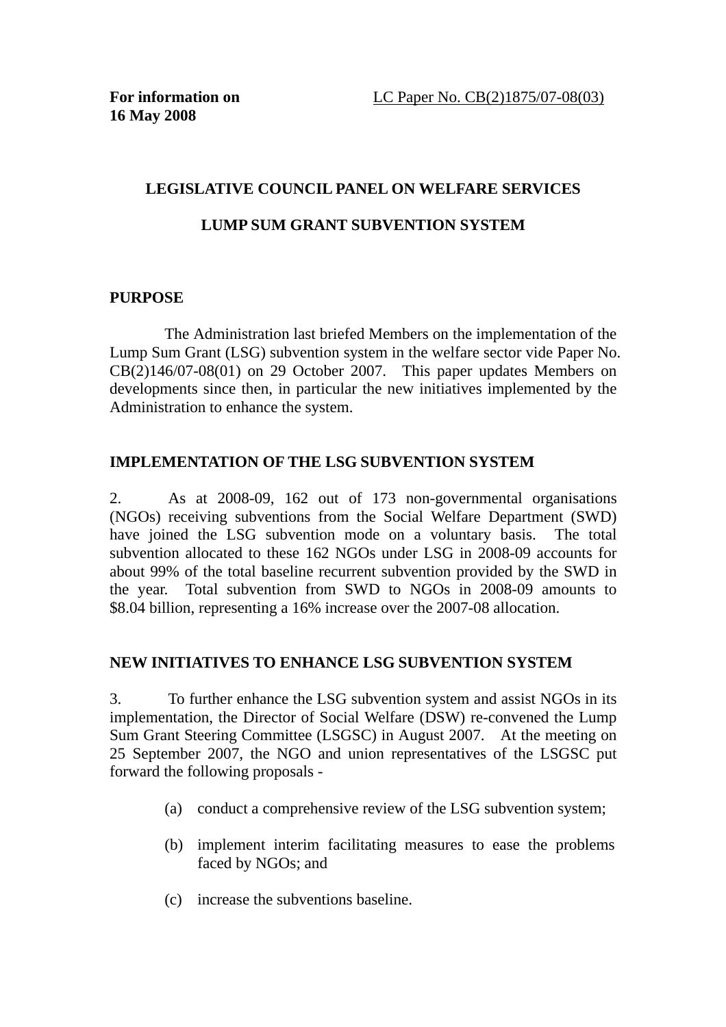**For information on**  
**16 May 2008**

LC Paper No. CB(2)1875/07-08(03)

# LEGISLATIVE COUNCIL PANEL ON WELFARE SERVICES

# LUMP SUM GRANT SUBVENTION SYSTEM

## PURPOSE

The Administration last briefed Members on the implementation of the Lump Sum Grant (LSG) subvention system in the welfare sector vide Paper No. CB(2)146/07-08(01) on 29 October 2007. This paper updates Members on developments since then, in particular the new initiatives implemented by the Administration to enhance the system.

## IMPLEMENTATION OF THE LSG SUBVENTION SYSTEM

2. As at 2008-09, 162 out of 173 non-governmental organisations (NGOs) receiving subventions from the Social Welfare Department (SWD) have joined the LSG subvention mode on a voluntary basis. The total subvention allocated to these 162 NGOs under LSG in 2008-09 accounts for about 99% of the total baseline recurrent subvention provided by the SWD in the year. Total subvention from SWD to NGOs in 2008-09 amounts to $8.04 billion, representing a 16% increase over the 2007-08 allocation.

## NEW INITIATIVES TO ENHANCE LSG SUBVENTION SYSTEM

3. To further enhance the LSG subvention system and assist NGOs in its implementation, the Director of Social Welfare (DSW) re-convened the Lump Sum Grant Steering Committee (LSGSC) in August 2007. At the meeting on 25 September 2007, the NGO and union representatives of the LSGSC put forward the following proposals -

(a) conduct a comprehensive review of the LSG subvention system;

(b) implement interim facilitating measures to ease the problems faced by NGOs; and

(c) increase the subventions baseline.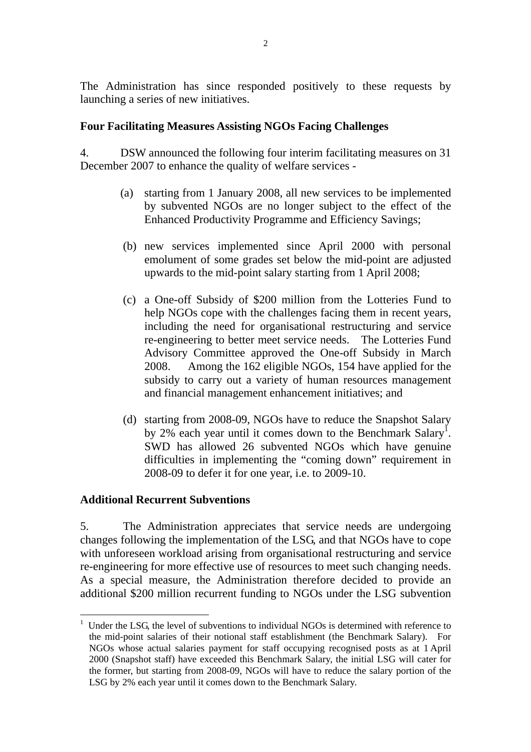The Administration has since responded positively to these requests by launching a series of new initiatives.

**Four Facilitating Measures Assisting NGOs Facing Challenges**

4. DSW announced the following four interim facilitating measures on 31 December 2007 to enhance the quality of welfare services -

(a) starting from 1 January 2008, all new services to be implemented by subvented NGOs are no longer subject to the effect of the Enhanced Productivity Programme and Efficiency Savings;

(b) new services implemented since April 2000 with personal emolument of some grades set below the mid-point are adjusted upwards to the mid-point salary starting from 1 April 2008;

(c) a One-off Subsidy of \$200 million from the Lotteries Fund to help NGOs cope with the challenges facing them in recent years, including the need for organisational restructuring and service re-engineering to better meet service needs. The Lotteries Fund Advisory Committee approved the One-off Subsidy in March 2008. Among the 162 eligible NGOs, 154 have applied for the subsidy to carry out a variety of human resources management and financial management enhancement initiatives; and

(d) starting from 2008-09, NGOs have to reduce the Snapshot Salary by 2% each year until it comes down to the Benchmark Salary[1]. SWD has allowed 26 subvented NGOs which have genuine difficulties in implementing the "coming down" requirement in 2008-09 to defer it for one year, i.e. to 2009-10.

**Additional Recurrent Subventions**

5. The Administration appreciates that service needs are undergoing changes following the implementation of the LSG, and that NGOs have to cope with unforeseen workload arising from organisational restructuring and service re-engineering for more effective use of resources to meet such changing needs. As a special measure, the Administration therefore decided to provide an additional \$200 million recurrent funding to NGOs under the LSG subvention

[1] Under the LSG, the level of subventions to individual NGOs is determined with reference to the mid-point salaries of their notional staff establishment (the Benchmark Salary). For NGOs whose actual salaries payment for staff occupying recognised posts as at 1 April 2000 (Snapshot staff) have exceeded this Benchmark Salary, the initial LSG will cater for the former, but starting from 2008-09, NGOs will have to reduce the salary portion of the LSG by 2% each year until it comes down to the Benchmark Salary.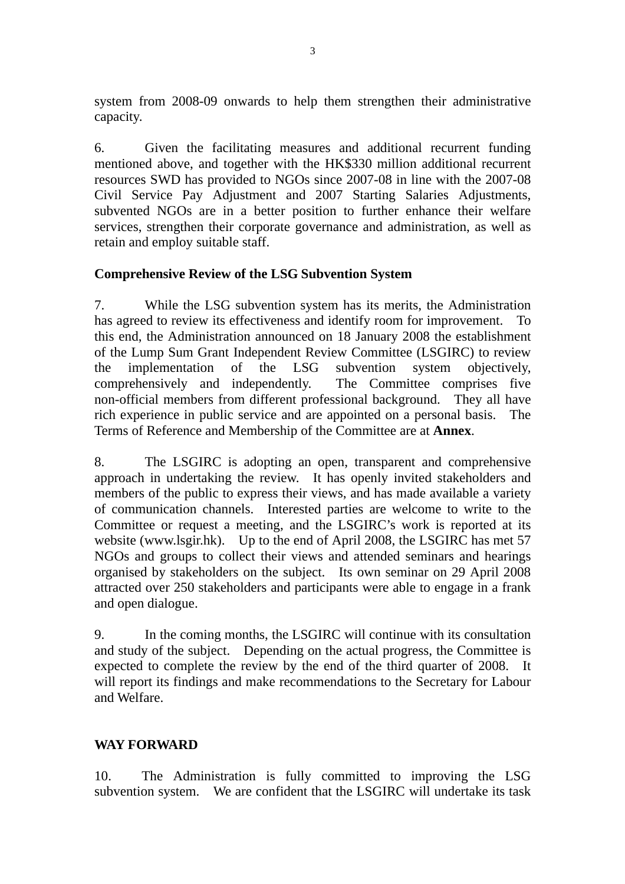system from 2008-09 onwards to help them strengthen their administrative capacity.

6. Given the facilitating measures and additional recurrent funding mentioned above, and together with the HK$330 million additional recurrent resources SWD has provided to NGOs since 2007-08 in line with the 2007-08 Civil Service Pay Adjustment and 2007 Starting Salaries Adjustments, subvented NGOs are in a better position to further enhance their welfare services, strengthen their corporate governance and administration, as well as retain and employ suitable staff.

**Comprehensive Review of the LSG Subvention System**

7. While the LSG subvention system has its merits, the Administration has agreed to review its effectiveness and identify room for improvement. To this end, the Administration announced on 18 January 2008 the establishment of the Lump Sum Grant Independent Review Committee (LSGIRC) to review the implementation of the LSG subvention system objectively, comprehensively and independently. The Committee comprises five non-official members from different professional background. They all have rich experience in public service and are appointed on a personal basis. The Terms of Reference and Membership of the Committee are at **Annex**.

8. The LSGIRC is adopting an open, transparent and comprehensive approach in undertaking the review. It has openly invited stakeholders and members of the public to express their views, and has made available a variety of communication channels. Interested parties are welcome to write to the Committee or request a meeting, and the LSGIRC's work is reported at its website (www.lsgir.hk). Up to the end of April 2008, the LSGIRC has met 57 NGOs and groups to collect their views and attended seminars and hearings organised by stakeholders on the subject. Its own seminar on 29 April 2008 attracted over 250 stakeholders and participants were able to engage in a frank and open dialogue.

9. In the coming months, the LSGIRC will continue with its consultation and study of the subject. Depending on the actual progress, the Committee is expected to complete the review by the end of the third quarter of 2008. It will report its findings and make recommendations to the Secretary for Labour and Welfare.

## WAY FORWARD

10. The Administration is fully committed to improving the LSG subvention system. We are confident that the LSGIRC will undertake its task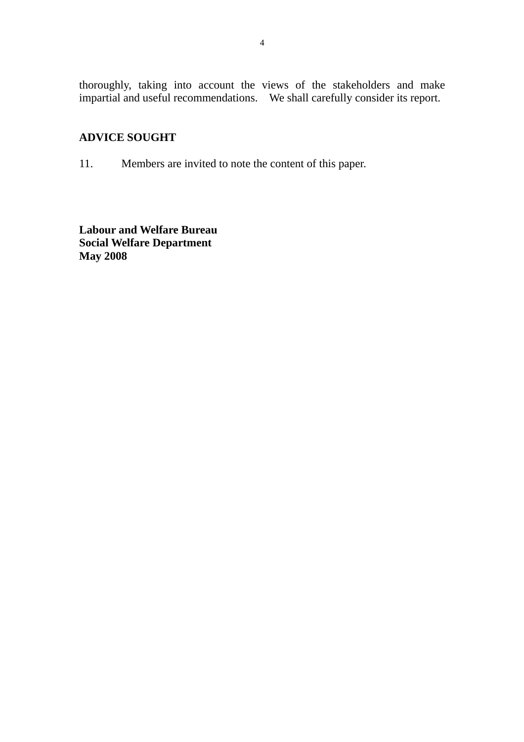thoroughly, taking into account the views of the stakeholders and make impartial and useful recommendations. We shall carefully consider its report.

**ADVICE SOUGHT**

11. Members are invited to note the content of this paper.

**Labour and Welfare Bureau**
**Social Welfare Department**
**May 2008**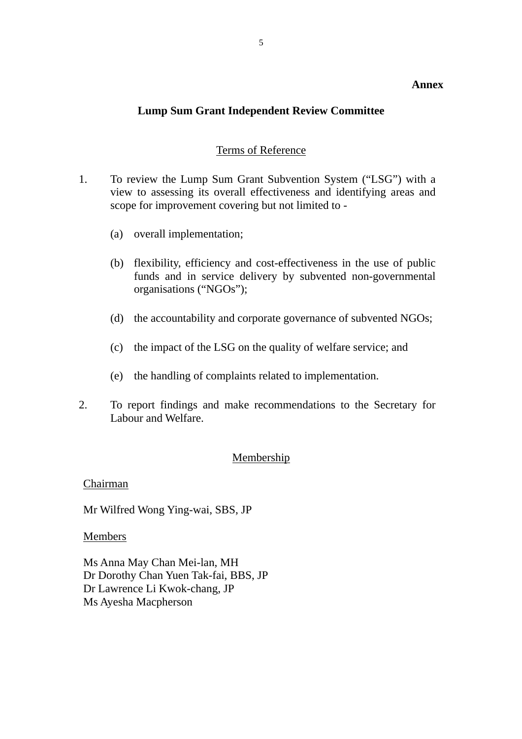**Annex**

## Lump Sum Grant Independent Review Committee

### Terms of Reference

1. To review the Lump Sum Grant Subvention System ("LSG") with a view to assessing its overall effectiveness and identifying areas and scope for improvement covering but not limited to -

   (a) overall implementation;

   (b) flexibility, efficiency and cost-effectiveness in the use of public funds and in service delivery by subvented non-governmental organisations ("NGOs");

   (d) the accountability and corporate governance of subvented NGOs;

   (c) the impact of the LSG on the quality of welfare service; and

   (e) the handling of complaints related to implementation.

2. To report findings and make recommendations to the Secretary for Labour and Welfare.

### Membership

Chairman

Mr Wilfred Wong Ying-wai, SBS, JP

Members

Ms Anna May Chan Mei-lan, MH
Dr Dorothy Chan Yuen Tak-fai, BBS, JP
Dr Lawrence Li Kwok-chang, JP
Ms Ayesha Macpherson